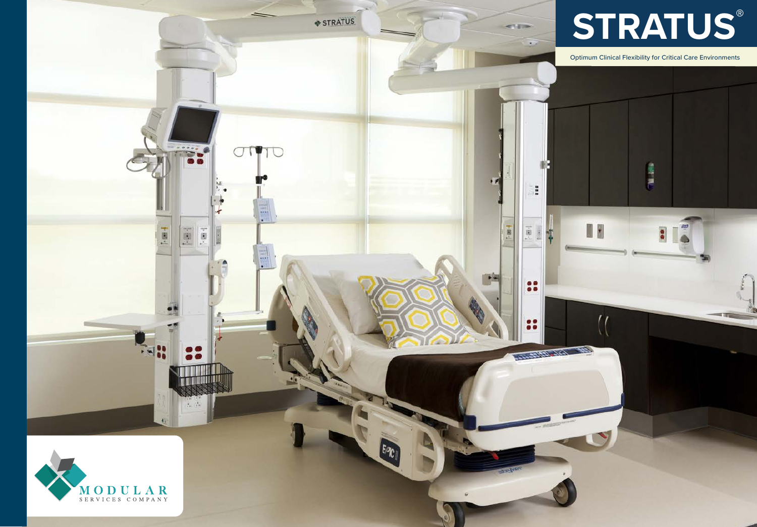# STRATUS®

Optimum Clinical Flexibility for Critical Care Environments

MODULAR
SERVICES COMPANY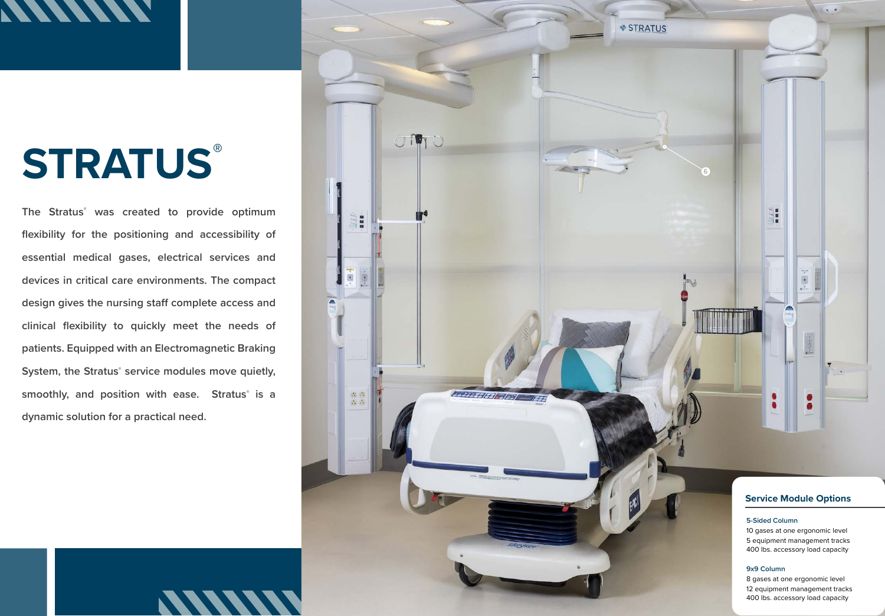# STRATUS®

The Stratus® was created to provide optimum flexibility for the positioning and accessibility of essential medical gases, electrical services and devices in critical care environments. The compact design gives the nursing staff complete access and clinical flexibility to quickly meet the needs of patients. Equipped with an Electromagnetic Braking System, the Stratus® service modules move quietly, smoothly, and position with ease. Stratus® is a dynamic solution for a practical need.

## Service Module Options

**5-Sided Column**
10 gases at one ergonomic level
5 equipment management tracks
400 lbs. accessory load capacity

**9x9 Column**
8 gases at one ergonomic level
12 equipment management tracks
400 lbs. accessory load capacity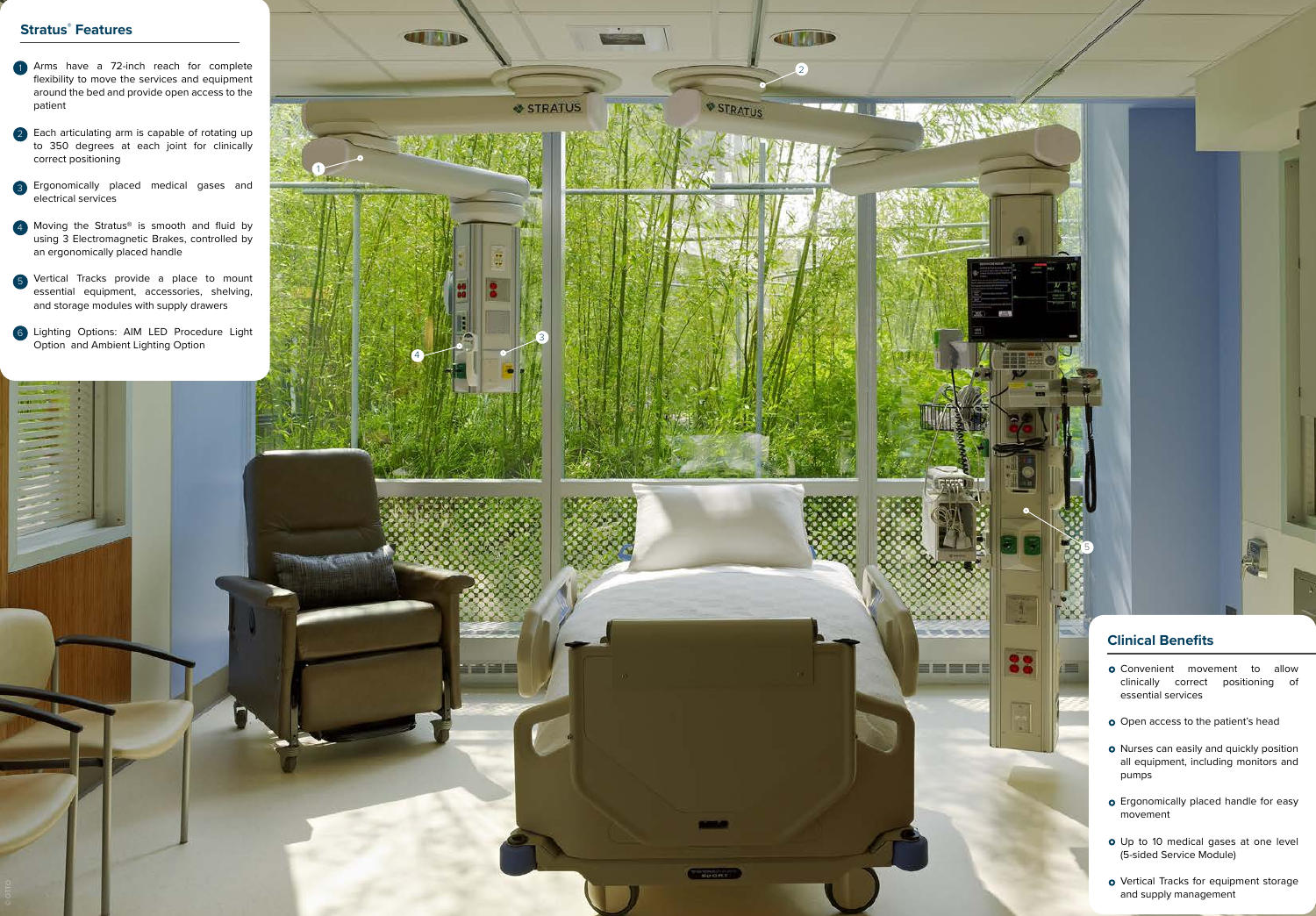## Stratus® Features

1. Arms have a 72-inch reach for complete flexibility to move the services and equipment around the bed and provide open access to the patient
2. Each articulating arm is capable of rotating up to 350 degrees at each joint for clinically correct positioning
3. Ergonomically placed medical gases and electrical services
4. Moving the Stratus® is smooth and fluid by using 3 Electromagnetic Brakes, controlled by an ergonomically placed handle
5. Vertical Tracks provide a place to mount essential equipment, accessories, shelving, and storage modules with supply drawers
6. Lighting Options: AIM LED Procedure Light Option and Ambient Lighting Option

## Clinical Benefits

- Convenient movement to allow clinically correct positioning of essential services
- Open access to the patient's head
- Nurses can easily and quickly position all equipment, including monitors and pumps
- Ergonomically placed handle for easy movement
- Up to 10 medical gases at one level (5-sided Service Module)
- Vertical Tracks for equipment storage and supply management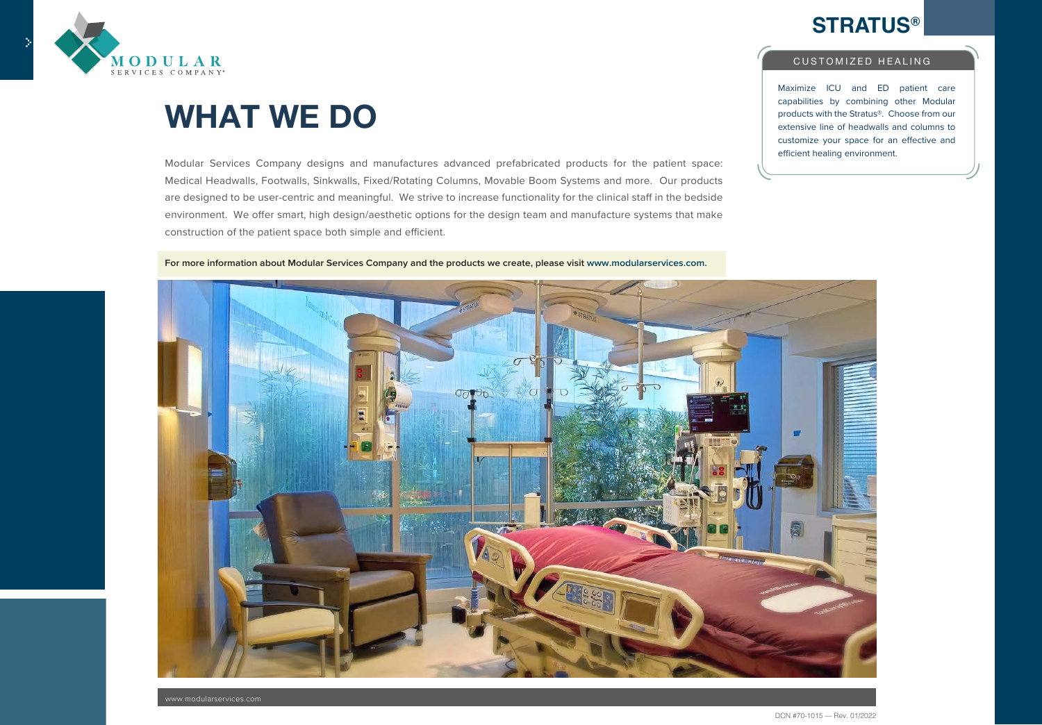MODULAR SERVICES COMPANY®

# STRATUS®

CUSTOMIZED HEALING

Maximize ICU and ED patient care capabilities by combining other Modular products with the Stratus®. Choose from our extensive line of headwalls and columns to customize your space for an effective and efficient healing environment.

# WHAT WE DO

Modular Services Company designs and manufactures advanced prefabricated products for the patient space: Medical Headwalls, Footwalls, Sinkwalls, Fixed/Rotating Columns, Movable Boom Systems and more. Our products are designed to be user-centric and meaningful. We strive to increase functionality for the clinical staff in the bedside environment. We offer smart, high design/aesthetic options for the design team and manufacture systems that make construction of the patient space both simple and efficient.

**For more information about Modular Services Company and the products we create, please visit www.modularservices.com.**

www.modularservices.com

DCN #70-1015 — Rev. 01/2022